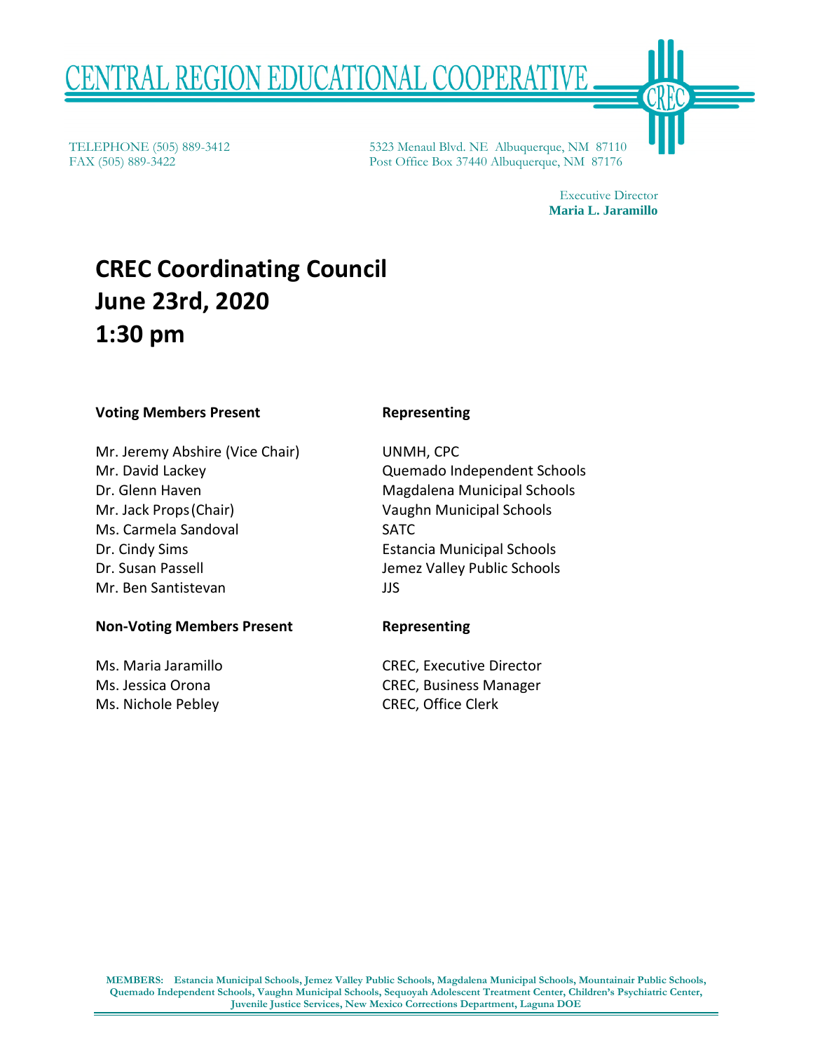# CENTRAL REGION EDUCATIONAL COOPERATIVE

TELEPHONE (505) 889-3412
FAX (505) 889-3422

5323 Menaul Blvd. NE Albuquerque, NM 87110
Post Office Box 37440 Albuquerque, NM 87176

Executive Director
**Maria L. Jaramillo**

## CREC Coordinating Council
## June 23rd, 2020
## 1:30 pm

| **Voting Members Present** | **Representing** |
|---|---|
| Mr. Jeremy Abshire (Vice Chair) | UNMH, CPC |
| Mr. David Lackey | Quemado Independent Schools |
| Dr. Glenn Haven | Magdalena Municipal Schools |
| Mr. Jack Props (Chair) | Vaughn Municipal Schools |
| Ms. Carmela Sandoval | SATC |
| Dr. Cindy Sims | Estancia Municipal Schools |
| Dr. Susan Passell | Jemez Valley Public Schools |
| Mr. Ben Santistevan | JJS |

| **Non-Voting Members Present** | **Representing** |
|---|---|
| Ms. Maria Jaramillo | CREC, Executive Director |
| Ms. Jessica Orona | CREC, Business Manager |
| Ms. Nichole Pebley | CREC, Office Clerk |

**MEMBERS: Estancia Municipal Schools, Jemez Valley Public Schools, Magdalena Municipal Schools, Mountainair Public Schools, Quemado Independent Schools, Vaughn Municipal Schools, Sequoyah Adolescent Treatment Center, Children's Psychiatric Center, Juvenile Justice Services, New Mexico Corrections Department, Laguna DOE**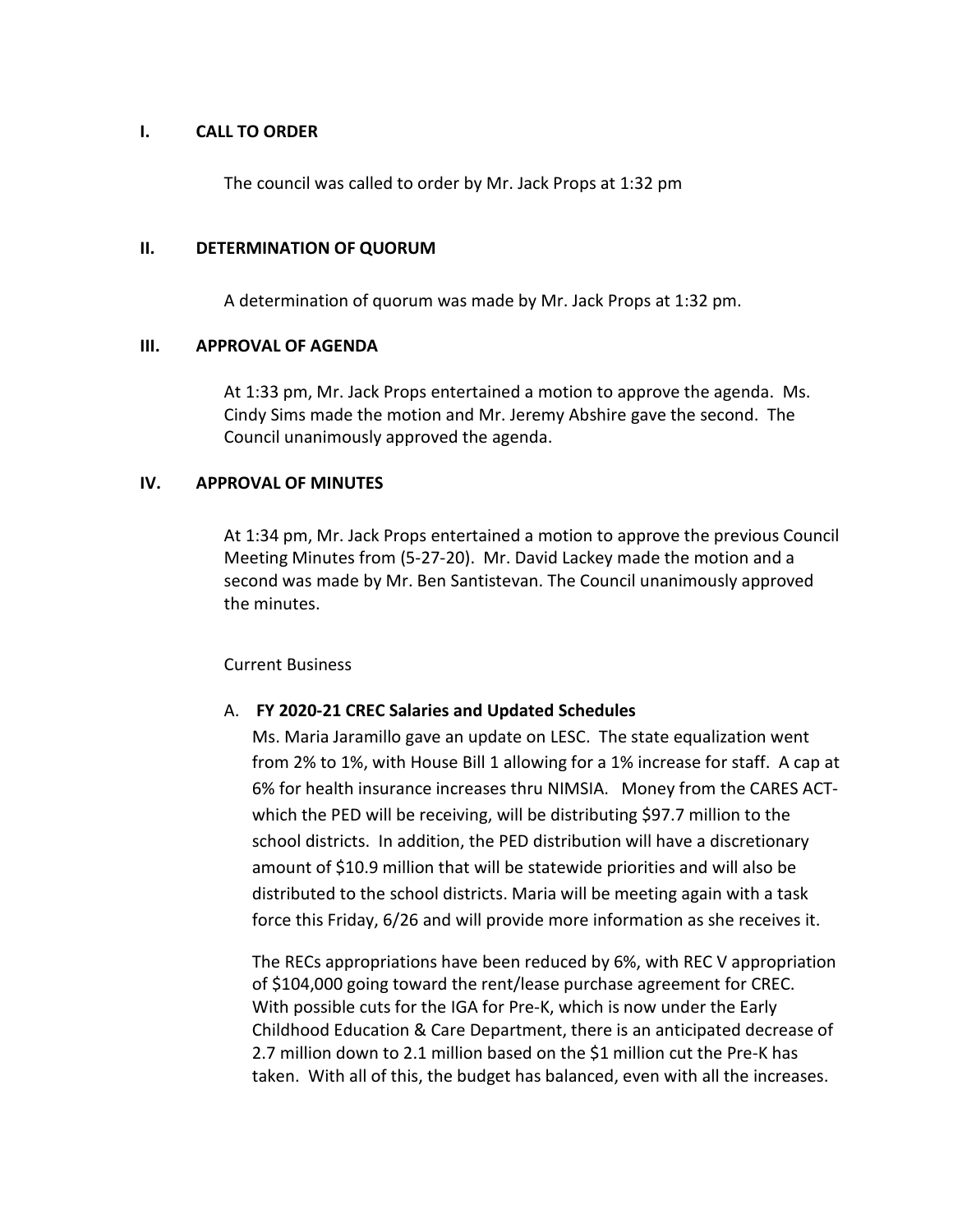## I. CALL TO ORDER

The council was called to order by Mr. Jack Props at 1:32 pm

## II. DETERMINATION OF QUORUM

A determination of quorum was made by Mr. Jack Props at 1:32 pm.

## III. APPROVAL OF AGENDA

At 1:33 pm, Mr. Jack Props entertained a motion to approve the agenda. Ms. Cindy Sims made the motion and Mr. Jeremy Abshire gave the second. The Council unanimously approved the agenda.

## IV. APPROVAL OF MINUTES

At 1:34 pm, Mr. Jack Props entertained a motion to approve the previous Council Meeting Minutes from (5-27-20). Mr. David Lackey made the motion and a second was made by Mr. Ben Santistevan. The Council unanimously approved the minutes.

Current Business

A. **FY 2020-21 CREC Salaries and Updated Schedules**

Ms. Maria Jaramillo gave an update on LESC. The state equalization went from 2% to 1%, with House Bill 1 allowing for a 1% increase for staff. A cap at 6% for health insurance increases thru NIMSIA. Money from the CARES ACT- which the PED will be receiving, will be distributing $97.7 million to the school districts. In addition, the PED distribution will have a discretionary amount of $10.9 million that will be statewide priorities and will also be distributed to the school districts. Maria will be meeting again with a task force this Friday, 6/26 and will provide more information as she receives it.

The RECs appropriations have been reduced by 6%, with REC V appropriation of $104,000 going toward the rent/lease purchase agreement for CREC. With possible cuts for the IGA for Pre-K, which is now under the Early Childhood Education & Care Department, there is an anticipated decrease of 2.7 million down to 2.1 million based on the $1 million cut the Pre-K has taken. With all of this, the budget has balanced, even with all the increases.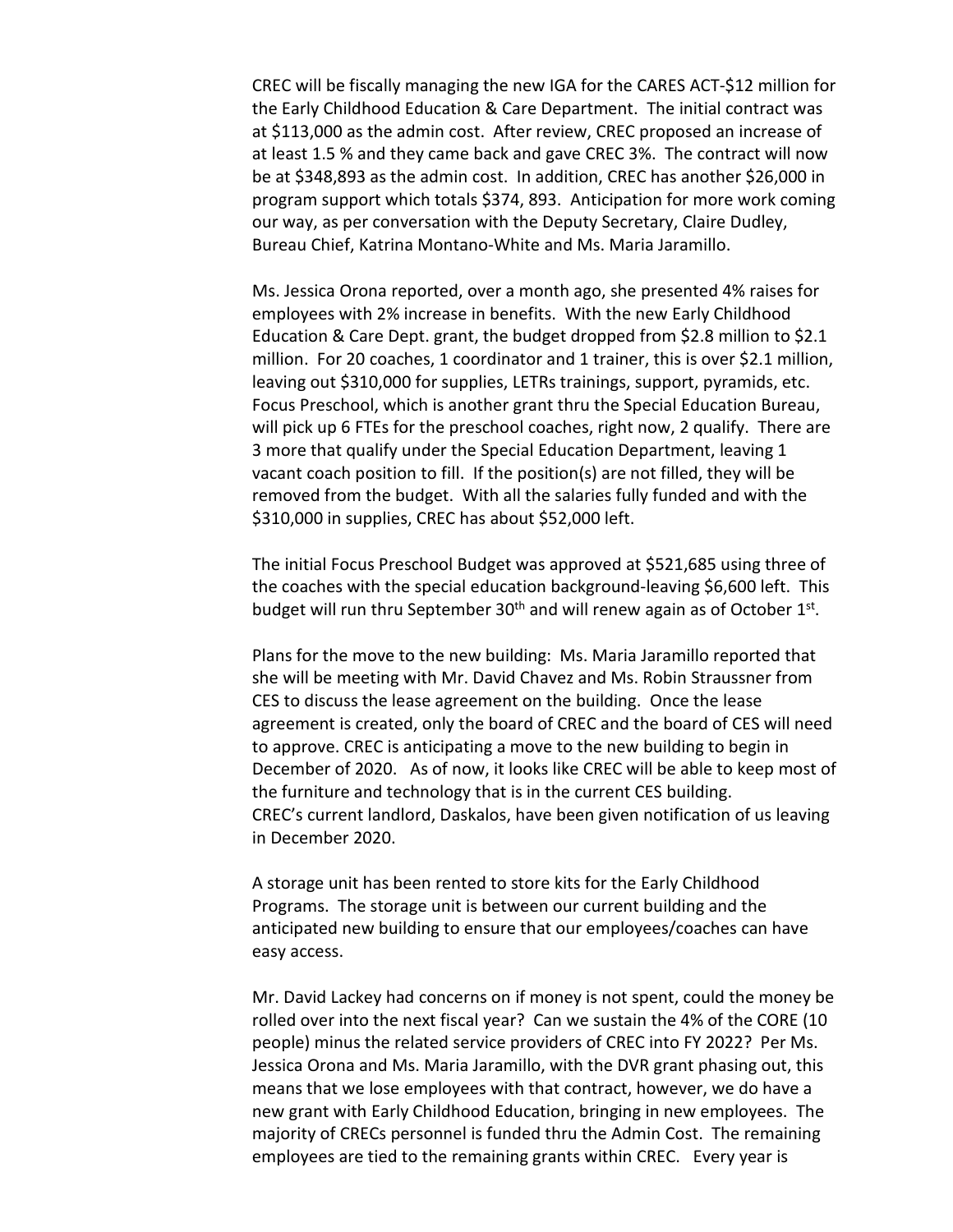CREC will be fiscally managing the new IGA for the CARES ACT-$12 million for the Early Childhood Education & Care Department. The initial contract was at $113,000 as the admin cost. After review, CREC proposed an increase of at least 1.5 % and they came back and gave CREC 3%. The contract will now be at $348,893 as the admin cost. In addition, CREC has another $26,000 in program support which totals $374, 893. Anticipation for more work coming our way, as per conversation with the Deputy Secretary, Claire Dudley, Bureau Chief, Katrina Montano-White and Ms. Maria Jaramillo.

Ms. Jessica Orona reported, over a month ago, she presented 4% raises for employees with 2% increase in benefits. With the new Early Childhood Education & Care Dept. grant, the budget dropped from $2.8 million to $2.1 million. For 20 coaches, 1 coordinator and 1 trainer, this is over $2.1 million, leaving out $310,000 for supplies, LETRs trainings, support, pyramids, etc. Focus Preschool, which is another grant thru the Special Education Bureau, will pick up 6 FTEs for the preschool coaches, right now, 2 qualify. There are 3 more that qualify under the Special Education Department, leaving 1 vacant coach position to fill. If the position(s) are not filled, they will be removed from the budget. With all the salaries fully funded and with the $310,000 in supplies, CREC has about $52,000 left.

The initial Focus Preschool Budget was approved at $521,685 using three of the coaches with the special education background-leaving $6,600 left. This budget will run thru September 30th and will renew again as of October 1st.

Plans for the move to the new building: Ms. Maria Jaramillo reported that she will be meeting with Mr. David Chavez and Ms. Robin Straussner from CES to discuss the lease agreement on the building. Once the lease agreement is created, only the board of CREC and the board of CES will need to approve. CREC is anticipating a move to the new building to begin in December of 2020. As of now, it looks like CREC will be able to keep most of the furniture and technology that is in the current CES building.
CREC's current landlord, Daskalos, have been given notification of us leaving in December 2020.

A storage unit has been rented to store kits for the Early Childhood Programs. The storage unit is between our current building and the anticipated new building to ensure that our employees/coaches can have easy access.

Mr. David Lackey had concerns on if money is not spent, could the money be rolled over into the next fiscal year? Can we sustain the 4% of the CORE (10 people) minus the related service providers of CREC into FY 2022? Per Ms. Jessica Orona and Ms. Maria Jaramillo, with the DVR grant phasing out, this means that we lose employees with that contract, however, we do have a new grant with Early Childhood Education, bringing in new employees. The majority of CRECs personnel is funded thru the Admin Cost. The remaining employees are tied to the remaining grants within CREC. Every year is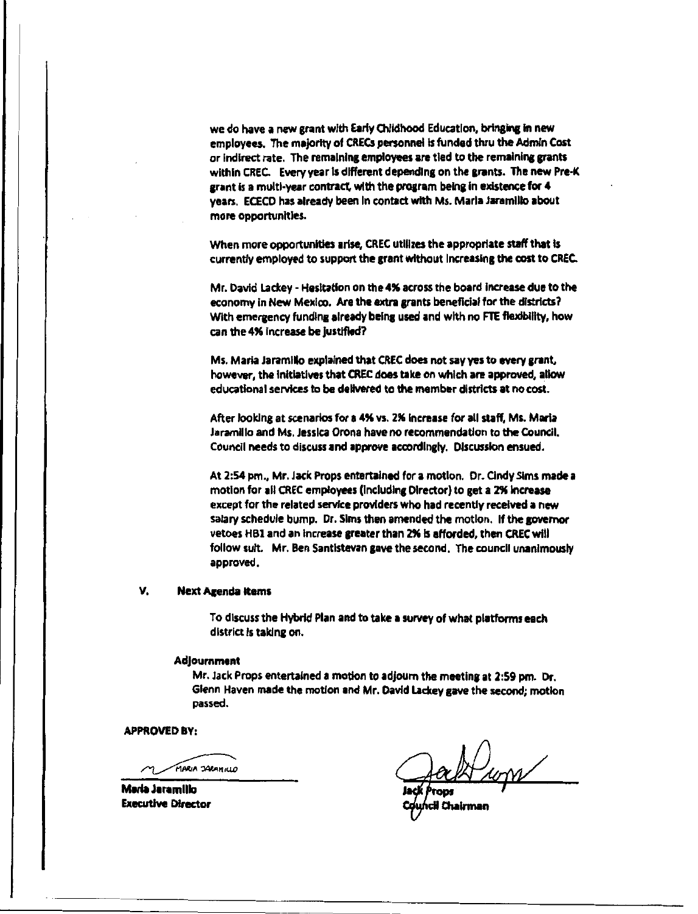we do have a new grant with Early Childhood Education, bringing in new employees. The majority of CRECs personnel is funded thru the Admin Cost or indirect rate. The remaining employees are tied to the remaining grants within CREC. Every year is different depending on the grants. The new Pre-K grant is a multi-year contract, with the program being in existence for 4 years. ECECD has already been in contact with Ms. Maria Jaramillo about more opportunities.

When more opportunities arise, CREC utilizes the appropriate staff that is currently employed to support the grant without increasing the cost to CREC.

Mr. David Lackey - Hesitation on the 4% across the board increase due to the economy in New Mexico. Are the extra grants beneficial for the districts? With emergency funding already being used and with no FTE flexibility, how can the 4% increase be justified?

Ms. Maria Jaramillo explained that CREC does not say yes to every grant, however, the initiatives that CREC does take on which are approved, allow educational services to be delivered to the member districts at no cost.

After looking at scenarios for a 4% vs. 2% increase for all staff, Ms. Maria Jaramillo and Ms. Jessica Orona have no recommendation to the Council. Council needs to discuss and approve accordingly. Discussion ensued.

At 2:54 pm., Mr. Jack Props entertained for a motion. Dr. Cindy Sims made a motion for all CREC employees (including Director) to get a 2% increase except for the related service providers who had recently received a new salary schedule bump. Dr. Sims then amended the motion. If the governor vetoes HB1 and an increase greater than 2% is afforded, then CREC will follow suit. Mr. Ben Santistevan gave the second. The council unanimously approved.

## V. Next Agenda Items

To discuss the Hybrid Plan and to take a survey of what platforms each district is taking on.

### Adjournment

Mr. Jack Props entertained a motion to adjourn the meeting at 2:59 pm. Dr. Glenn Haven made the motion and Mr. David Lackey gave the second; motion passed.

**APPROVED BY:**

MARIA JARAMILLO

**Maria Jaramillo**
**Executive Director**

**Jack Props**
**Council Chairman**